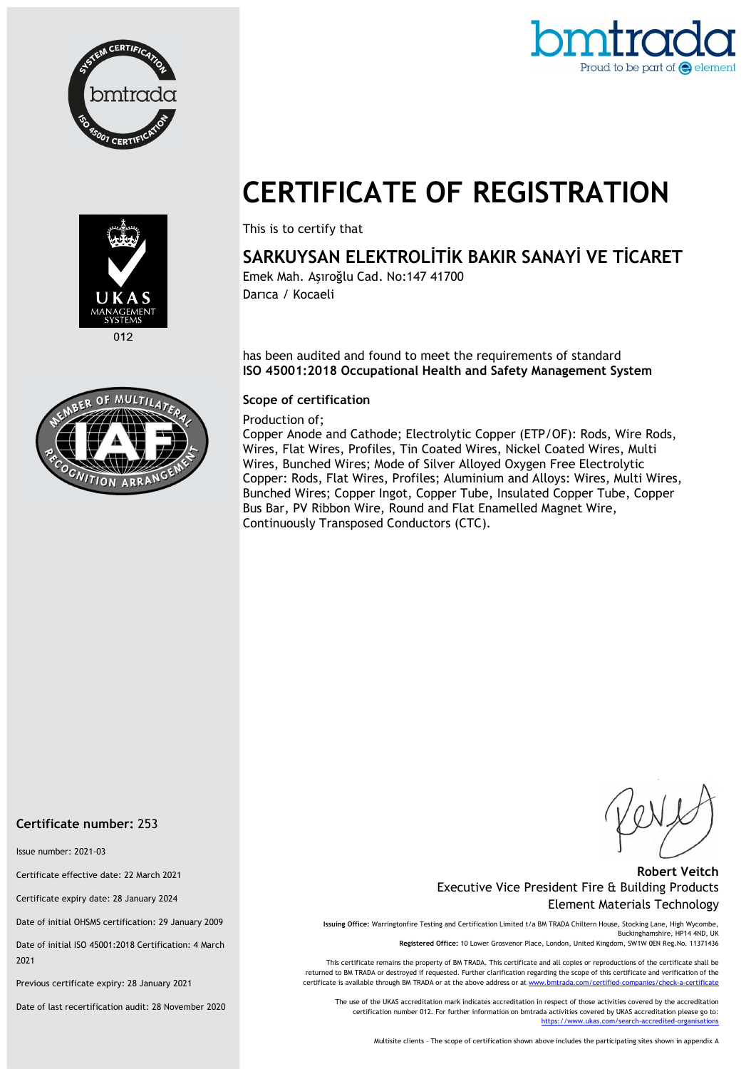# CERTIFICATE OF REGISTRATION

This is to certify that

## SARKUYSAN ELEKTROLİTİK BAKIR SANAYİ VE TİCARET

Emek Mah. Aşıroğlu Cad. No:147 41700
Darıca / Kocaeli

has been audited and found to meet the requirements of standard
**ISO 45001:2018 Occupational Health and Safety Management System**

### Scope of certification

Production of;
Copper Anode and Cathode; Electrolytic Copper (ETP/OF): Rods, Wire Rods, Wires, Flat Wires, Profiles, Tin Coated Wires, Nickel Coated Wires, Multi Wires, Bunched Wires; Mode of Silver Alloyed Oxygen Free Electrolytic Copper: Rods, Flat Wires, Profiles; Aluminium and Alloys: Wires, Multi Wires, Bunched Wires; Copper Ingot, Copper Tube, Insulated Copper Tube, Copper Bus Bar, PV Ribbon Wire, Round and Flat Enamelled Magnet Wire, Continuously Transposed Conductors (CTC).

**Certificate number:** 253

Issue number: 2021-03

Certificate effective date: 22 March 2021

Certificate expiry date: 28 January 2024

Date of initial OHSMS certification: 29 January 2009

Date of initial ISO 45001:2018 Certification: 4 March 2021

Previous certificate expiry: 28 January 2021

Date of last recertification audit: 28 November 2020

**Robert Veitch**
Executive Vice President Fire & Building Products
Element Materials Technology

**Issuing Office:** Warringtonfire Testing and Certification Limited t/a BM TRADA Chiltern House, Stocking Lane, High Wycombe, Buckinghamshire, HP14 4ND, UK
**Registered Office:** 10 Lower Grosvenor Place, London, United Kingdom, SW1W 0EN Reg.No. 11371436

This certificate remains the property of BM TRADA. This certificate and all copies or reproductions of the certificate shall be returned to BM TRADA or destroyed if requested. Further clarification regarding the scope of this certificate and verification of the certificate is available through BM TRADA or at the above address or at www.bmtrada.com/certified-companies/check-a-certificate

The use of the UKAS accreditation mark indicates accreditation in respect of those activities covered by the accreditation certification number 012. For further information on bmtrada activities covered by UKAS accreditation please go to: https://www.ukas.com/search-accredited-organisations

Multisite clients – The scope of certification shown above includes the participating sites shown in appendix A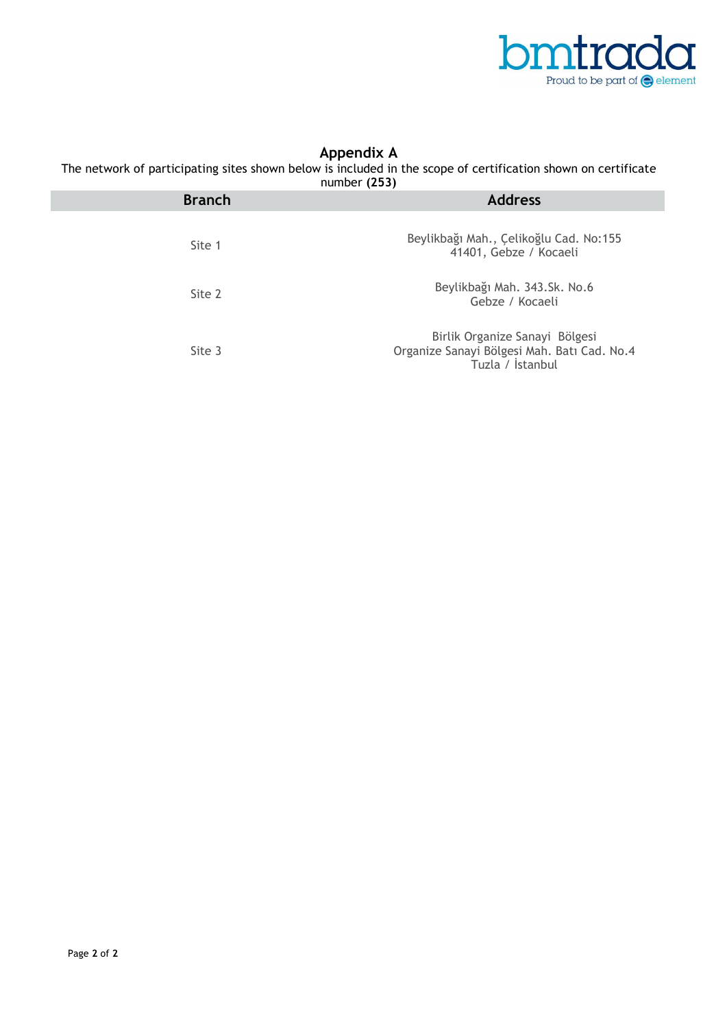## Appendix A

The network of participating sites shown below is included in the scope of certification shown on certificate number **(253)**

| Branch | Address |
|---|---|
| Site 1 | Beylikbağı Mah., Çelikoğlu Cad. No:155<br>41401, Gebze / Kocaeli |
| Site 2 | Beylikbağı Mah. 343.Sk. No.6<br>Gebze / Kocaeli |
| Site 3 | Birlik Organize Sanayi Bölgesi<br>Organize Sanayi Bölgesi Mah. Batı Cad. No.4<br>Tuzla / İstanbul |